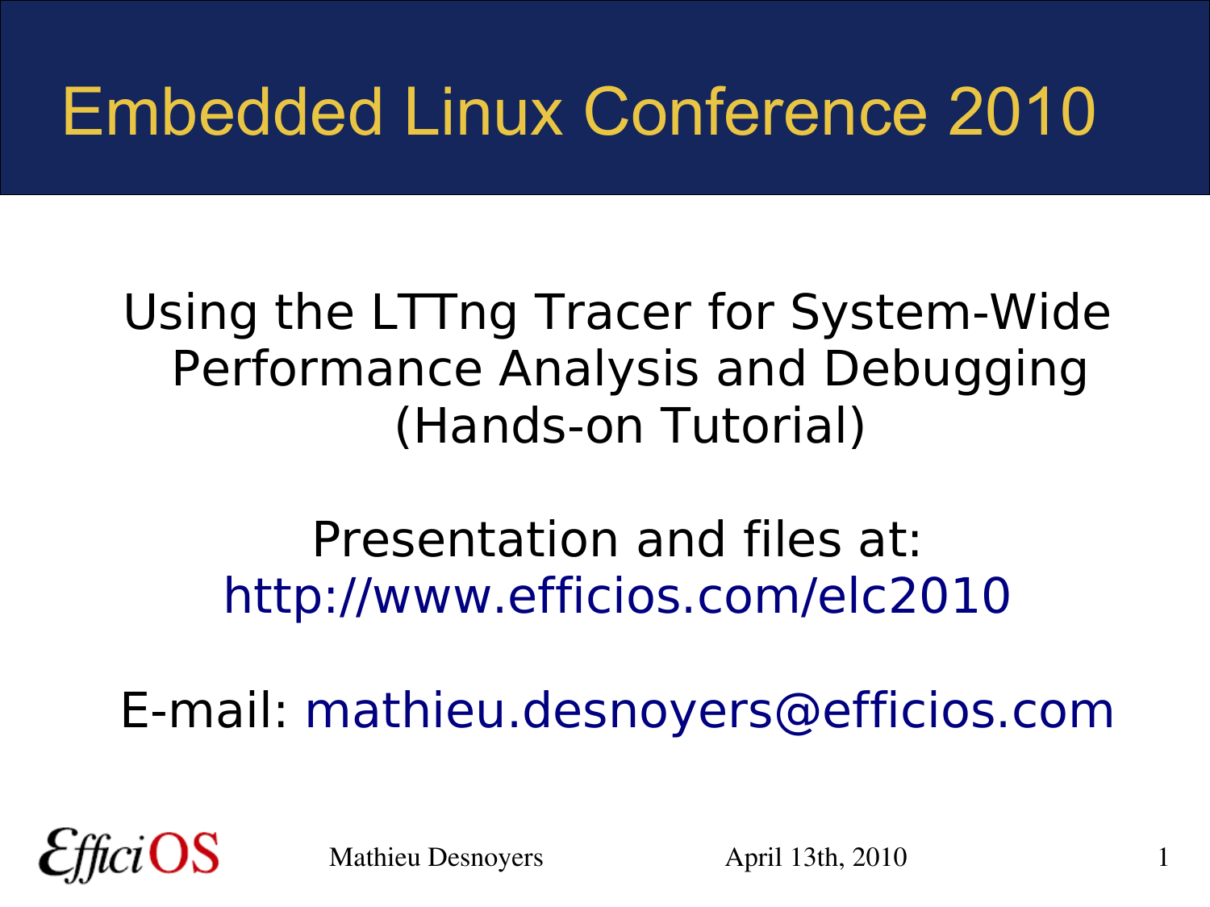# Embedded Linux Conference 2010

## Using the LTTng Tracer for System-Wide Performance Analysis and Debugging (Hands-on Tutorial)

Presentation and files at:
http://www.efficios.com/elc2010

E-mail: mathieu.desnoyers@efficios.com

EfficiOS

Mathieu Desnoyers

April 13th, 2010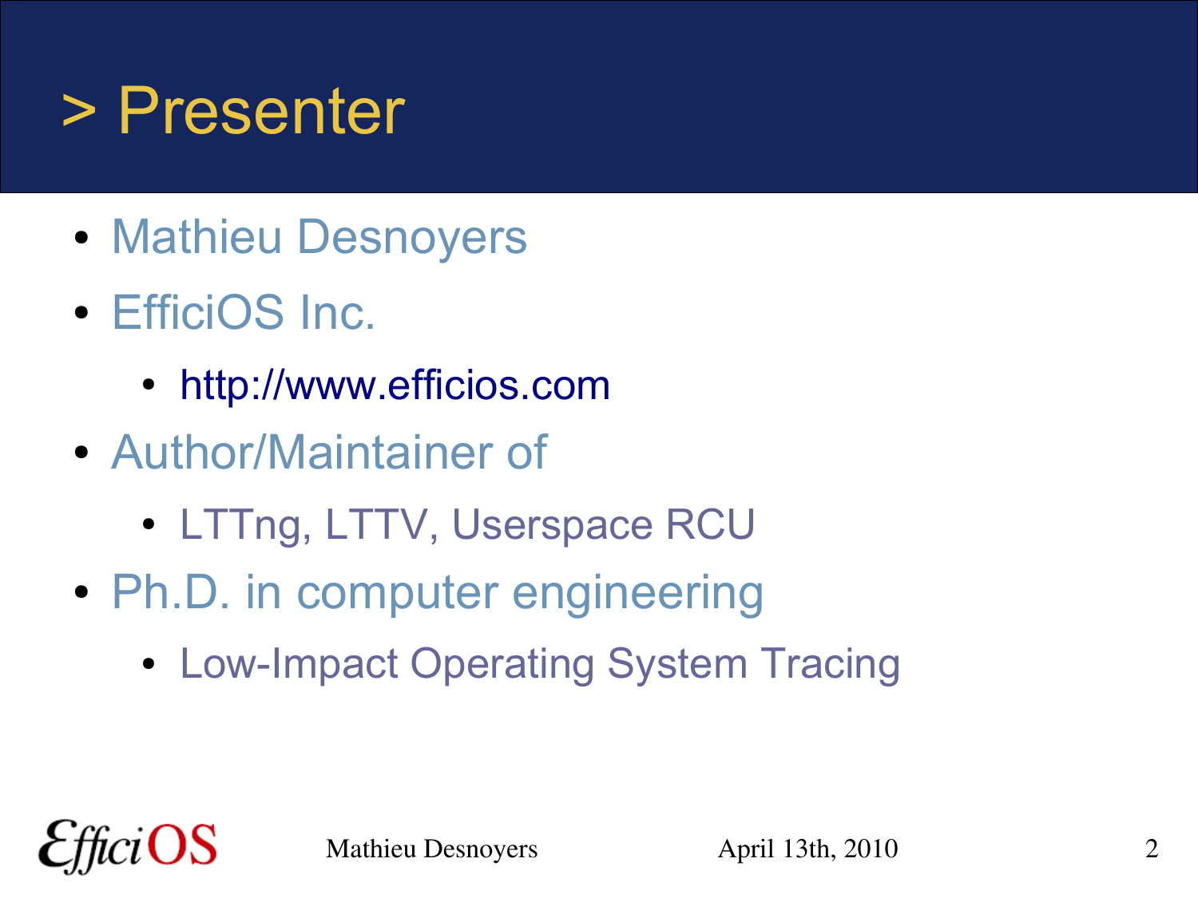# > Presenter

- Mathieu Desnoyers
- EfficiOS Inc.
  - http://www.efficios.com
- Author/Maintainer of
  - LTTng, LTTV, Userspace RCU
- Ph.D. in computer engineering
  - Low-Impact Operating System Tracing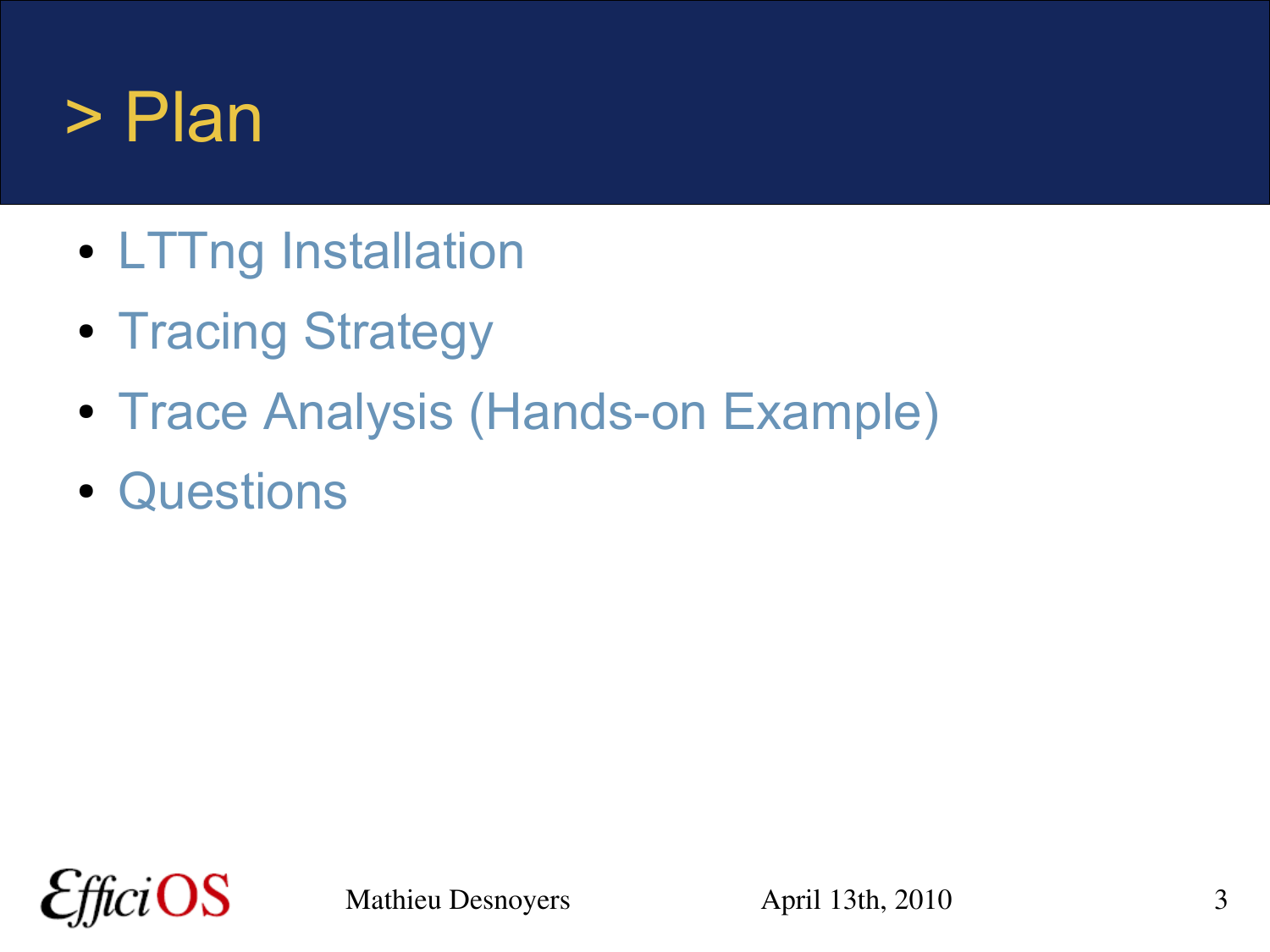# > Plan

- LTTng Installation
- Tracing Strategy
- Trace Analysis (Hands-on Example)
- Questions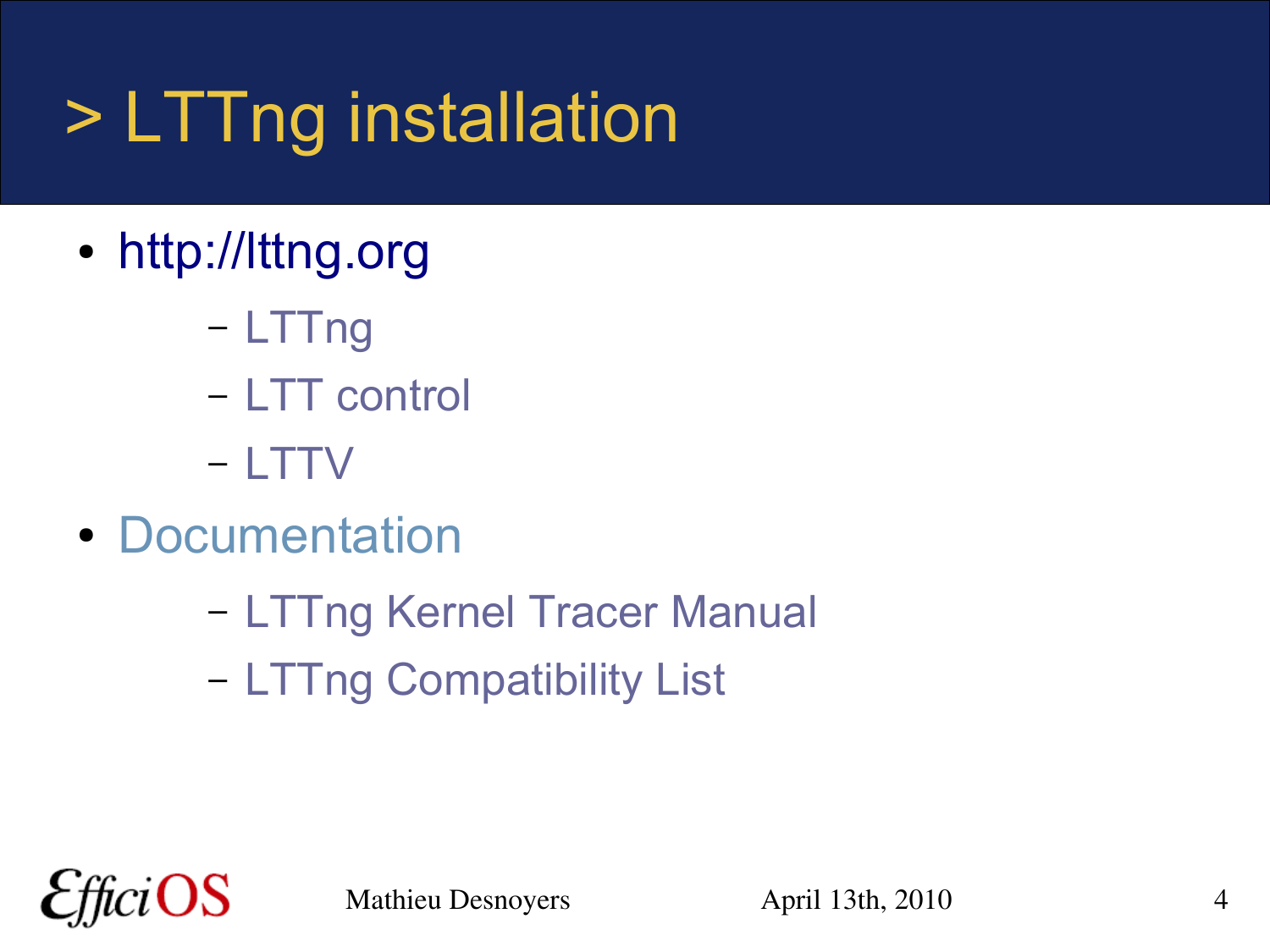# > LTTng installation

- http://lttng.org
  - LTTng
  - LTT control
  - LTTV
- Documentation
  - LTTng Kernel Tracer Manual
  - LTTng Compatibility List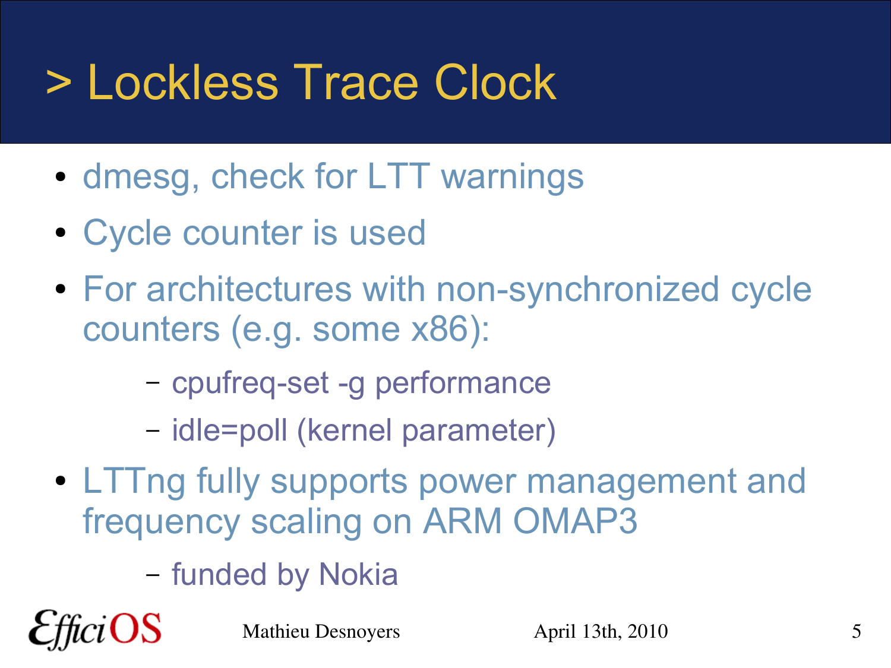# > Lockless Trace Clock

- dmesg, check for LTT warnings
- Cycle counter is used
- For architectures with non-synchronized cycle counters (e.g. some x86):
  - cpufreq-set -g performance
  - idle=poll (kernel parameter)
- LTTng fully supports power management and frequency scaling on ARM OMAP3
  - funded by Nokia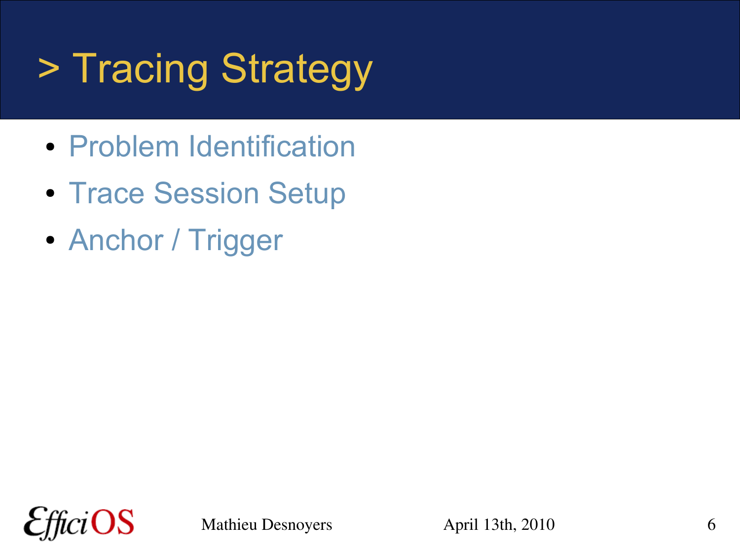# > Tracing Strategy

- Problem Identification
- Trace Session Setup
- Anchor / Trigger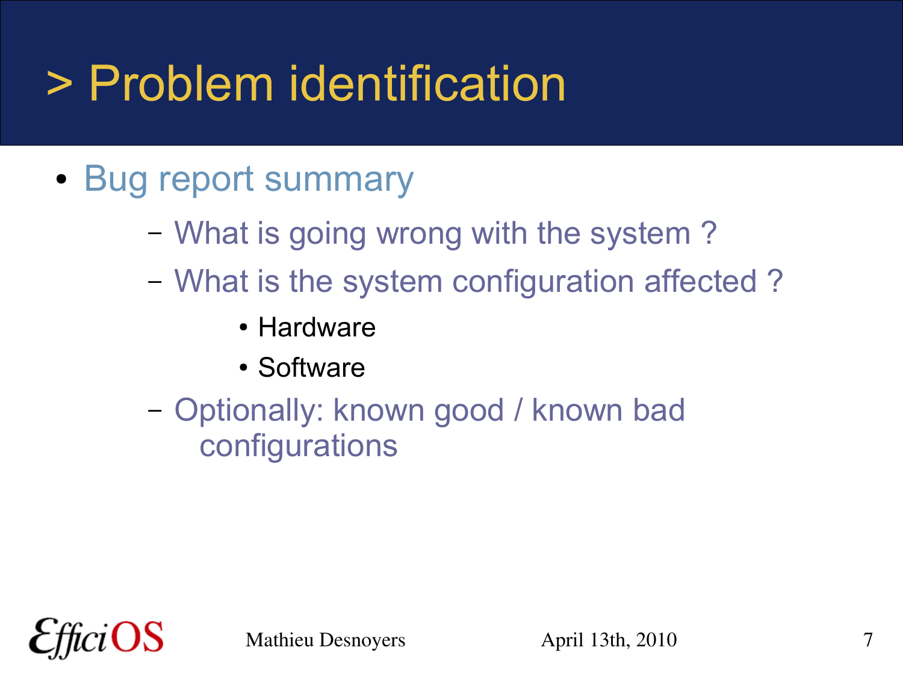# > Problem identification

- Bug report summary
  - What is going wrong with the system ?
  - What is the system configuration affected ?
    - Hardware
    - Software
  - Optionally: known good / known bad configurations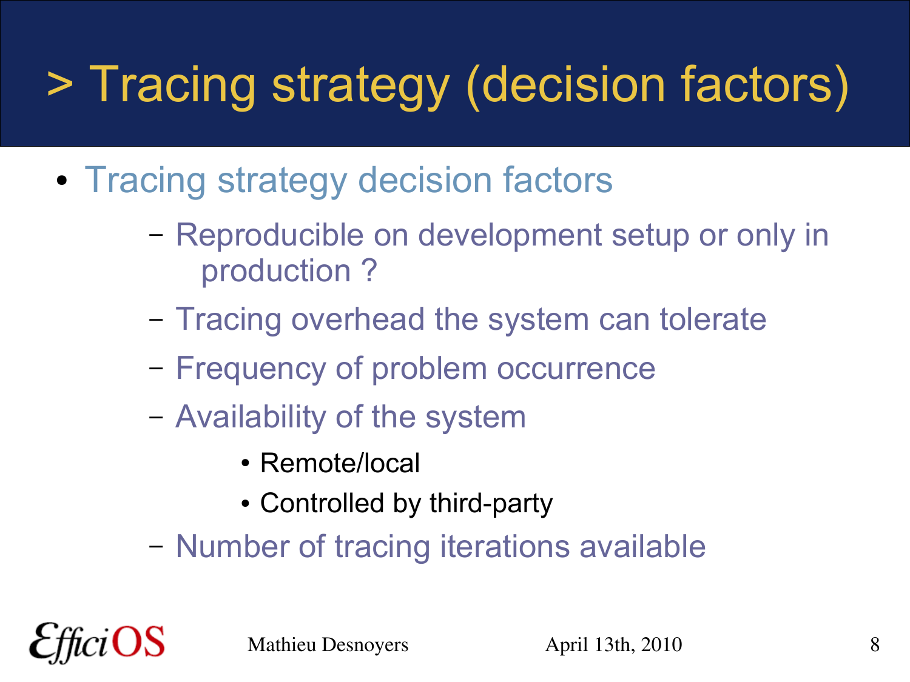# > Tracing strategy (decision factors)

- Tracing strategy decision factors
  - Reproducible on development setup or only in production ?
  - Tracing overhead the system can tolerate
  - Frequency of problem occurrence
  - Availability of the system
    - Remote/local
    - Controlled by third-party
  - Number of tracing iterations available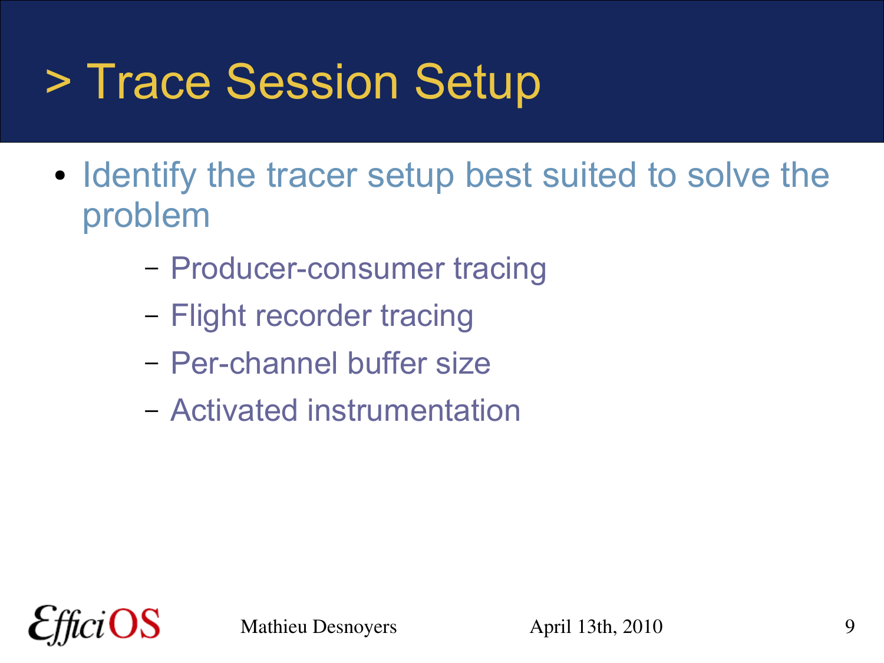# > Trace Session Setup

- Identify the tracer setup best suited to solve the problem
  - Producer-consumer tracing
  - Flight recorder tracing
  - Per-channel buffer size
  - Activated instrumentation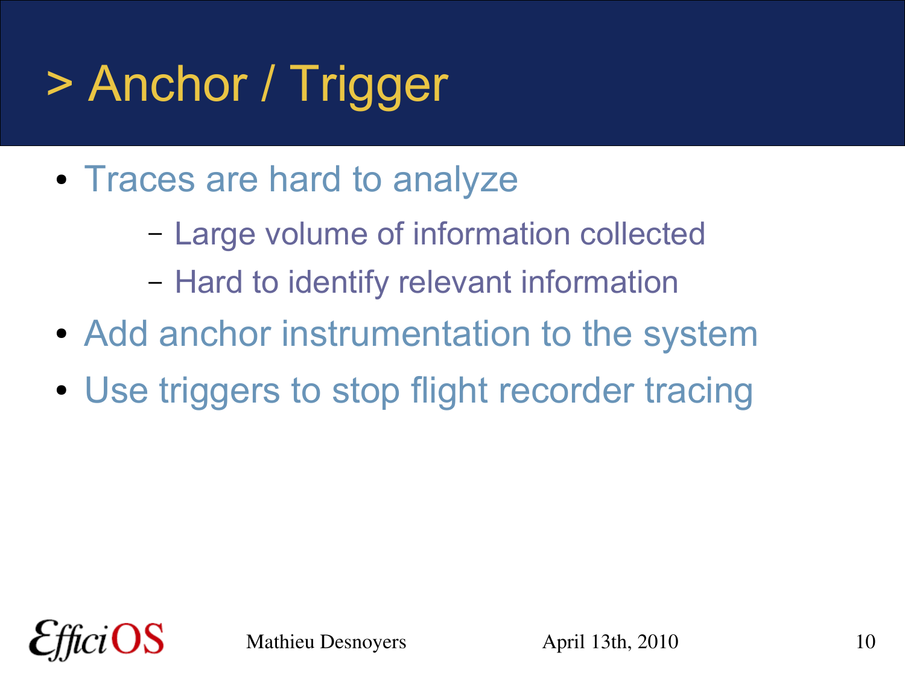# > Anchor / Trigger

- Traces are hard to analyze
  - Large volume of information collected
  - Hard to identify relevant information
- Add anchor instrumentation to the system
- Use triggers to stop flight recorder tracing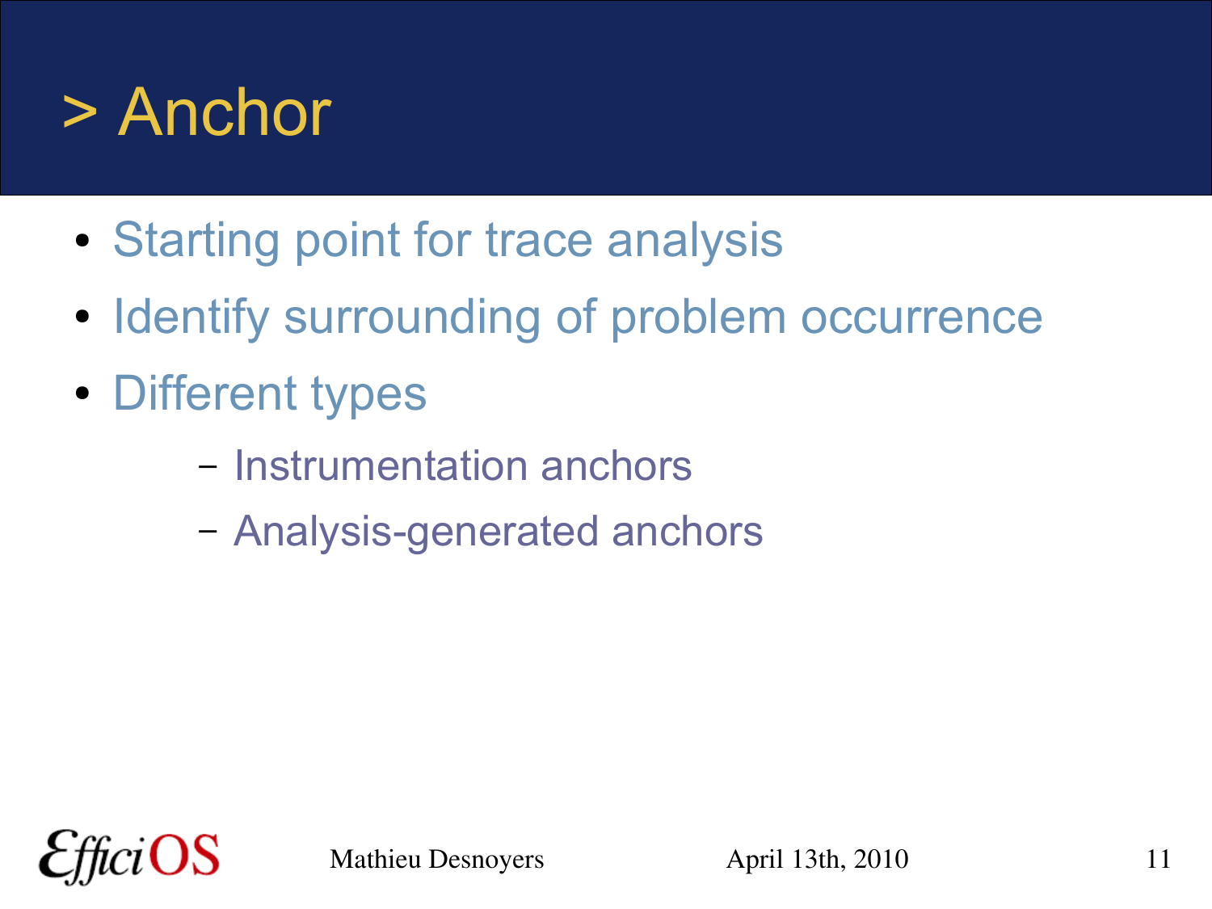# > Anchor

- Starting point for trace analysis
- Identify surrounding of problem occurrence
- Different types
  - Instrumentation anchors
  - Analysis-generated anchors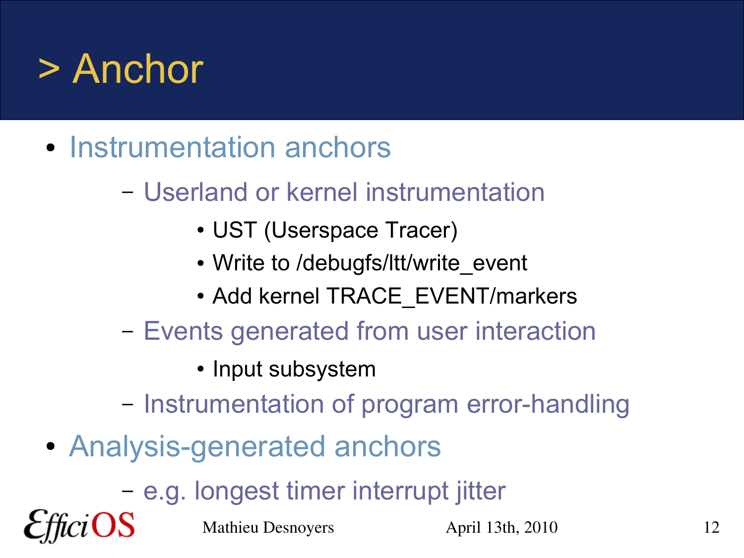# > Anchor

- Instrumentation anchors
  - Userland or kernel instrumentation
    - UST (Userspace Tracer)
    - Write to /debugfs/ltt/write_event
    - Add kernel TRACE_EVENT/markers
  - Events generated from user interaction
    - Input subsystem
  - Instrumentation of program error-handling
- Analysis-generated anchors
  - e.g. longest timer interrupt jitter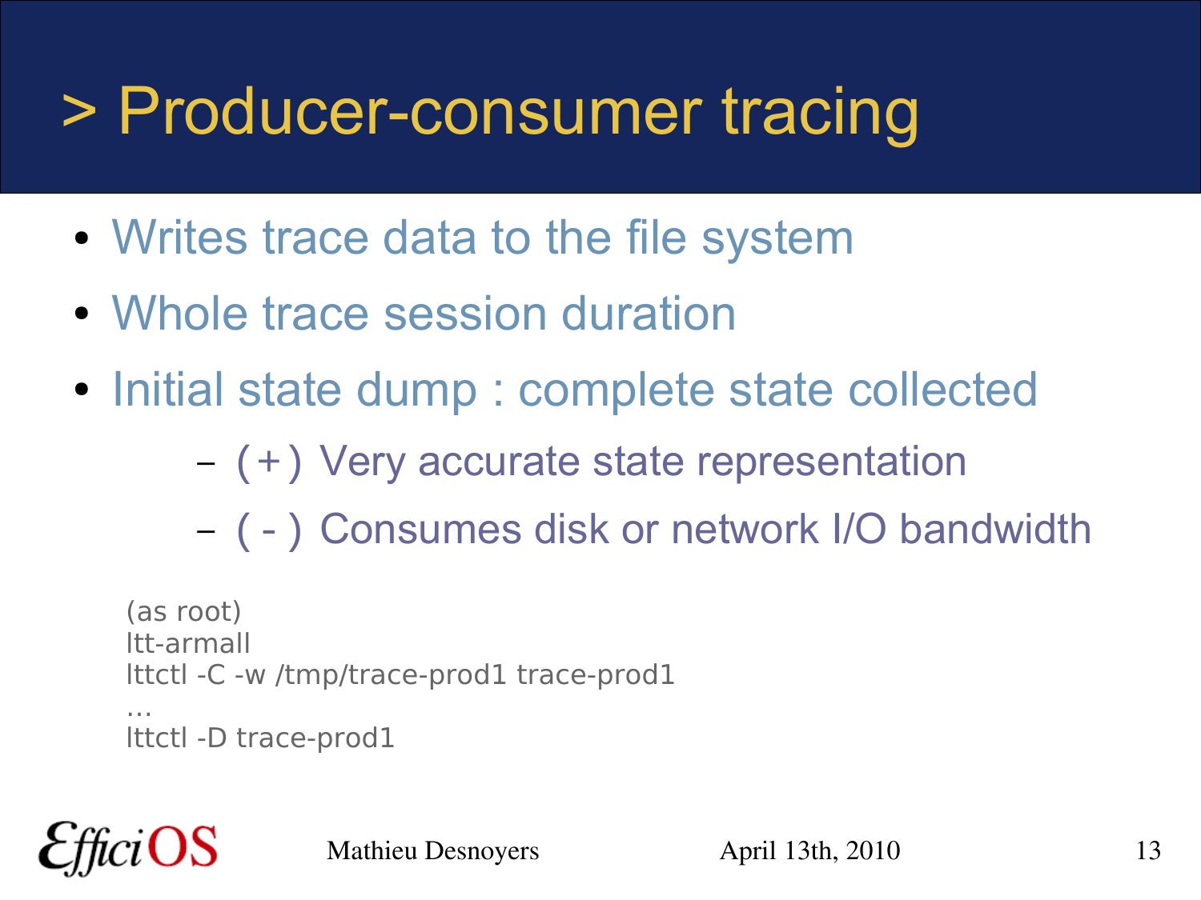# > Producer-consumer tracing

- Writes trace data to the file system
- Whole trace session duration
- Initial state dump : complete state collected
  - ( + ) Very accurate state representation
  - ( - ) Consumes disk or network I/O bandwidth

```
(as root)
ltt-armall
lttctl -C -w /tmp/trace-prod1 trace-prod1
...
lttctl -D trace-prod1
```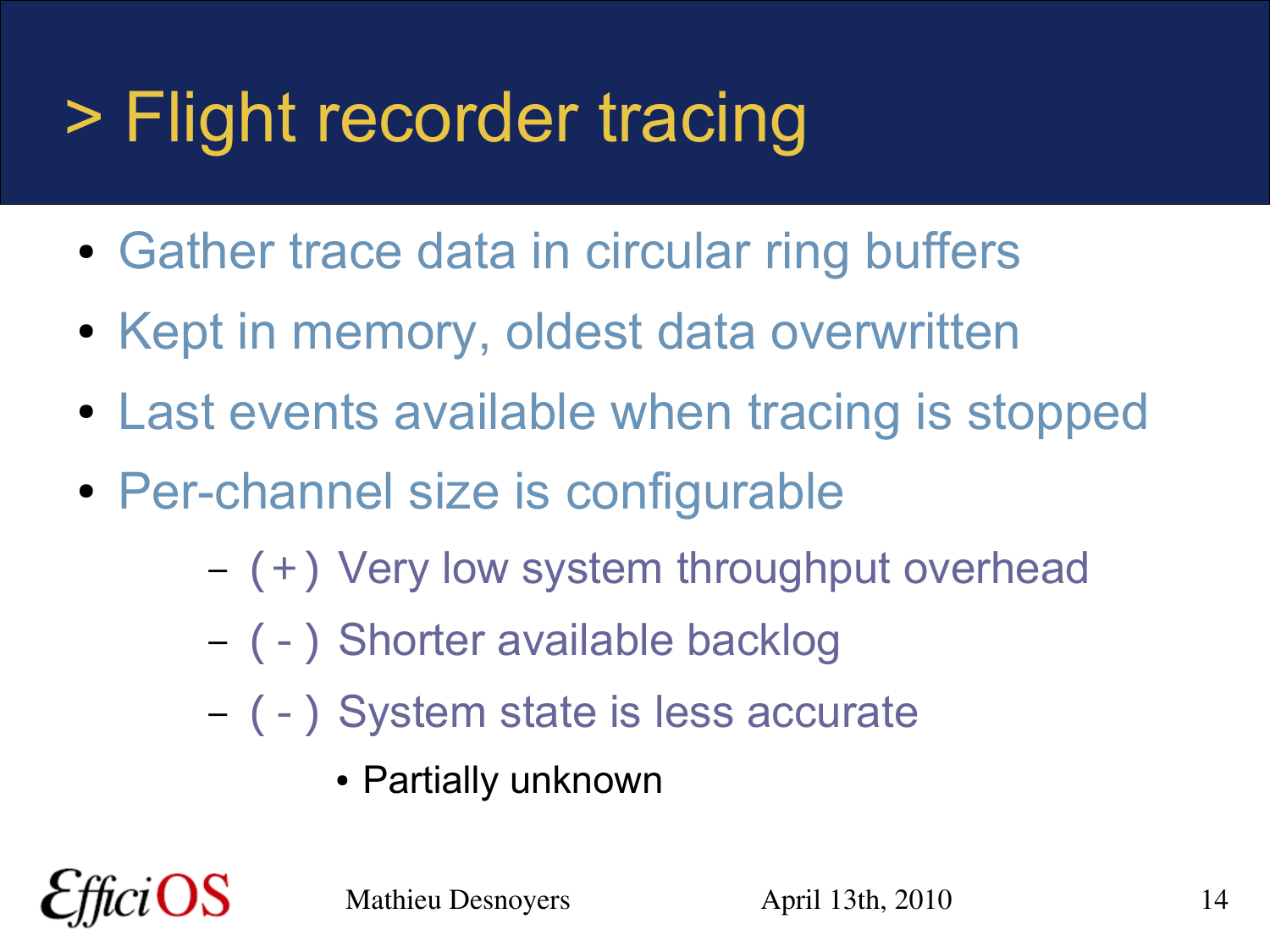# > Flight recorder tracing

- Gather trace data in circular ring buffers
- Kept in memory, oldest data overwritten
- Last events available when tracing is stopped
- Per-channel size is configurable
  - ( + ) Very low system throughput overhead
  - ( - ) Shorter available backlog
  - ( - ) System state is less accurate
    - Partially unknown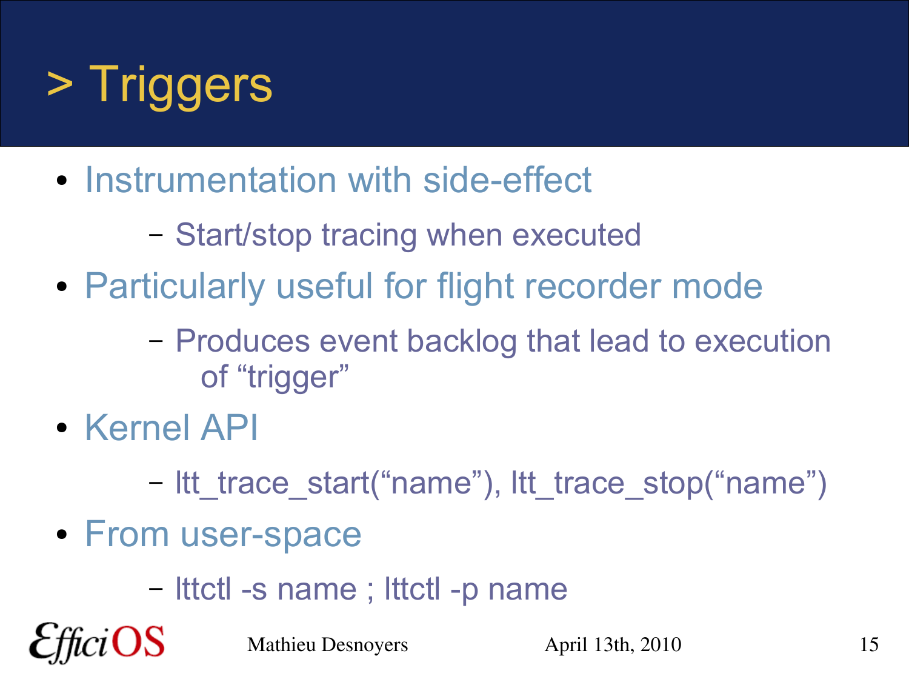# > Triggers

- Instrumentation with side-effect
  - Start/stop tracing when executed
- Particularly useful for flight recorder mode
  - Produces event backlog that lead to execution of “trigger”
- Kernel API
  - ltt_trace_start(“name”), ltt_trace_stop(“name”)
- From user-space
  - lttctl -s name ; lttctl -p name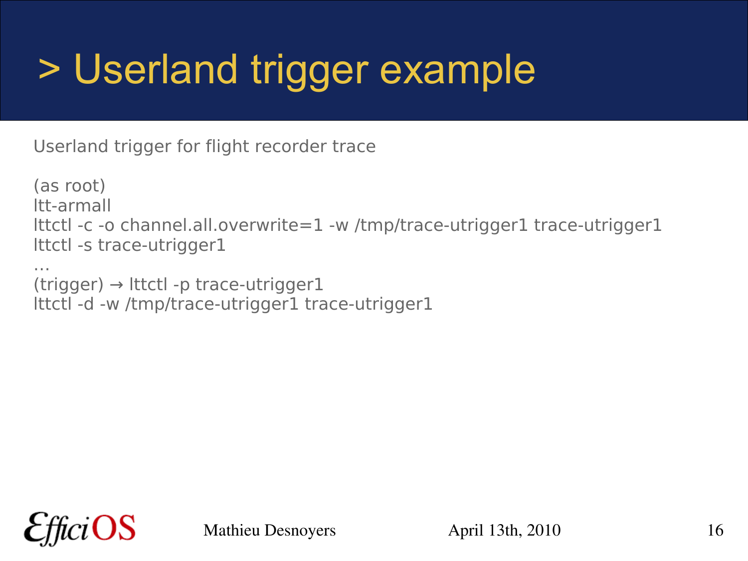# > Userland trigger example

Userland trigger for flight recorder trace

```
(as root)
ltt-armall
lttctl -c -o channel.all.overwrite=1 -w /tmp/trace-utrigger1 trace-utrigger1
lttctl -s trace-utrigger1
…
(trigger) → lttctl -p trace-utrigger1
lttctl -d -w /tmp/trace-utrigger1 trace-utrigger1
```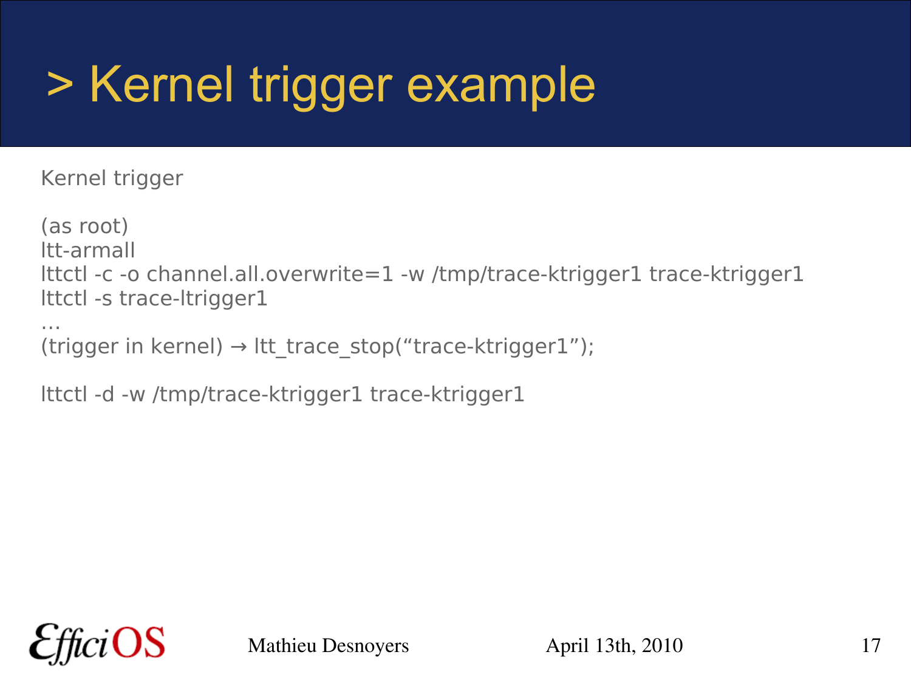# > Kernel trigger example

Kernel trigger

```
(as root)
ltt-armall
lttctl -c -o channel.all.overwrite=1 -w /tmp/trace-ktrigger1 trace-ktrigger1
lttctl -s trace-ltrigger1
…
(trigger in kernel) → ltt_trace_stop(“trace-ktrigger1”);

lttctl -d -w /tmp/trace-ktrigger1 trace-ktrigger1
```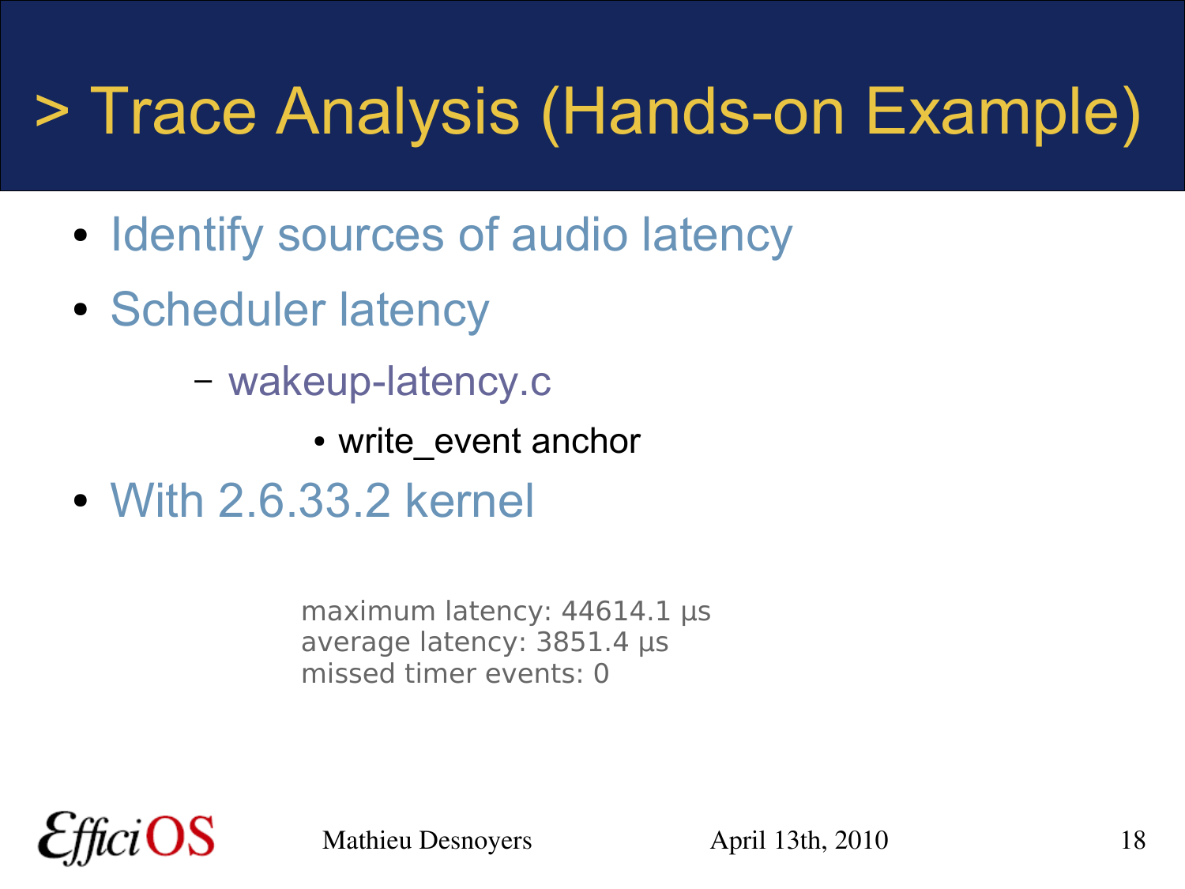# > Trace Analysis (Hands-on Example)

- Identify sources of audio latency
- Scheduler latency
  - wakeup-latency.c
    - write_event anchor
- With 2.6.33.2 kernel

```
maximum latency: 44614.1 µs
average latency: 3851.4 µs
missed timer events: 0
```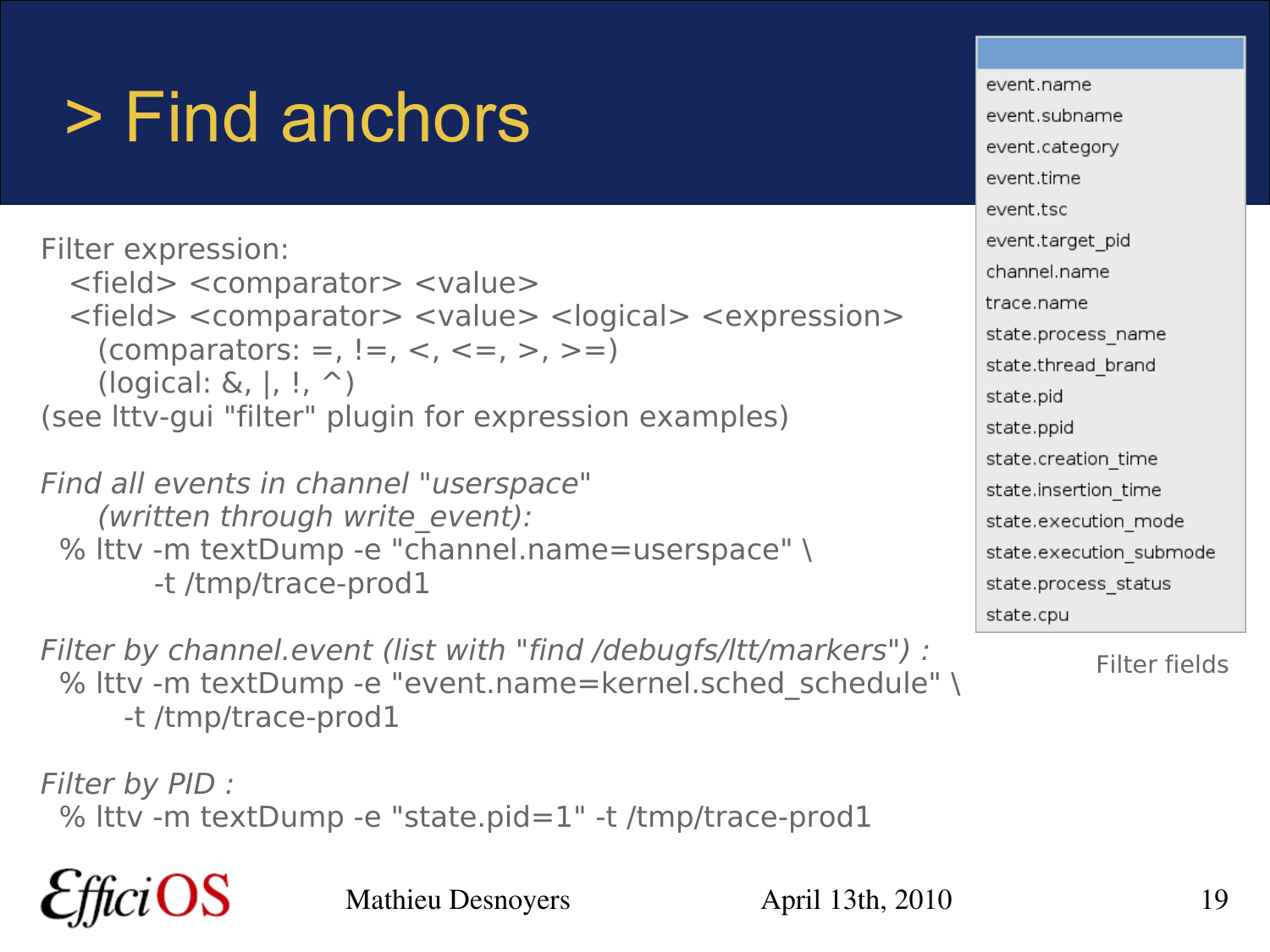# > Find anchors

Filter expression:

  <field> <comparator> <value>

  <field> <comparator> <value> <logical> <expression>

    (comparators: =, !=, <, <=, >, >=)

    (logical: &, |, !, ^)

(see lttv-gui "filter" plugin for expression examples)

*Find all events in channel "userspace"*
*(written through write_event):*

```
% lttv -m textDump -e "channel.name=userspace" \
        -t /tmp/trace-prod1
```

*Filter by channel.event (list with "find /debugfs/ltt/markers") :*

```
% lttv -m textDump -e "event.name=kernel.sched_schedule" \
      -t /tmp/trace-prod1
```

*Filter by PID :*

```
% lttv -m textDump -e "state.pid=1" -t /tmp/trace-prod1
```

- event.name
- event.subname
- event.category
- event.time
- event.tsc
- event.target_pid
- channel.name
- trace.name
- state.process_name
- state.thread_brand
- state.pid
- state.ppid
- state.creation_time
- state.insertion_time
- state.execution_mode
- state.execution_submode
- state.process_status
- state.cpu

Filter fields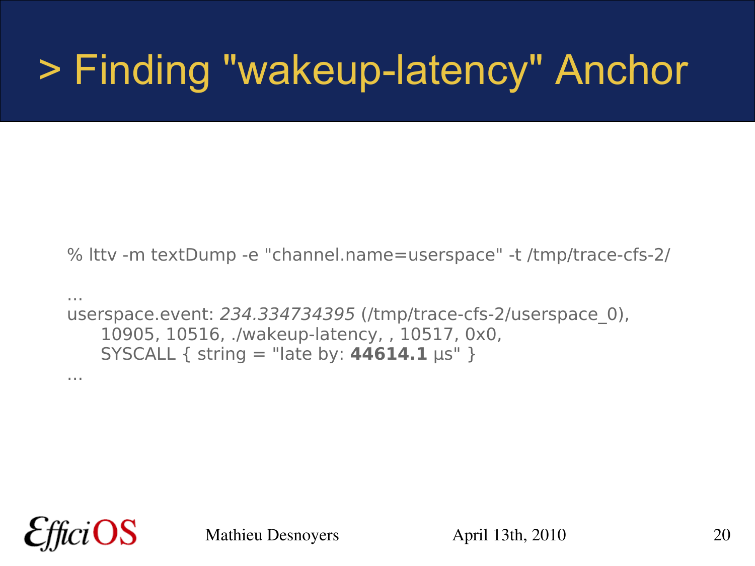# > Finding "wakeup-latency" Anchor

% lttv -m textDump -e "channel.name=userspace" -t /tmp/trace-cfs-2/

...
userspace.event: *234.334734395* (/tmp/trace-cfs-2/userspace_0),
    10905, 10516, ./wakeup-latency, , 10517, 0x0,
    SYSCALL { string = "late by: **44614.1** µs" }
...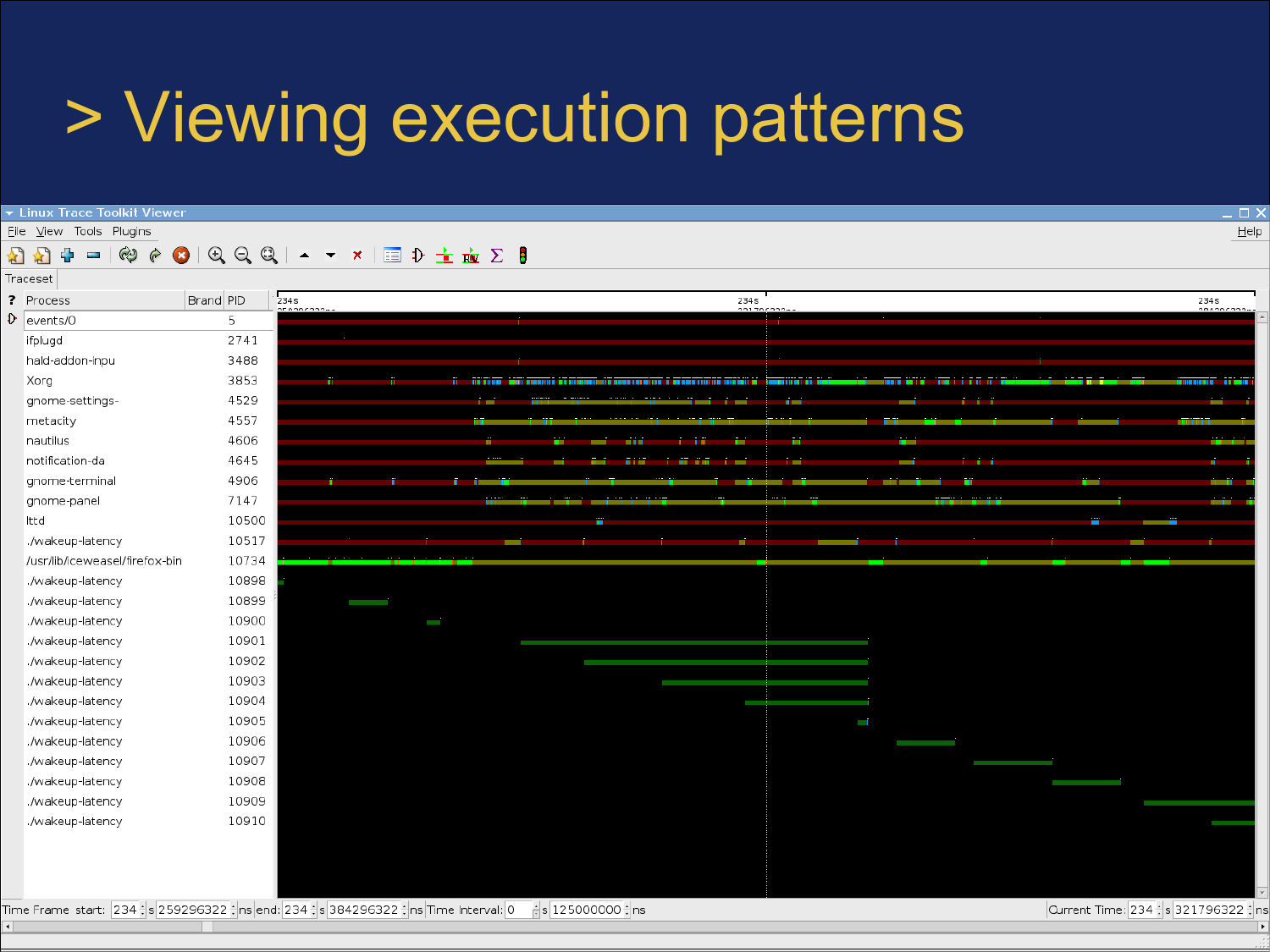# > Viewing execution patterns

Linux Trace Toolkit Viewer

File View Tools Plugins Help

Traceset

| Process | Brand | PID |
|---|---|---|
| events/0 | | 5 |
| ifplugd | | 2741 |
| hald-addon-inpu | | 3488 |
| Xorg | | 3853 |
| gnome-settings- | | 4529 |
| metacity | | 4557 |
| nautilus | | 4606 |
| notification-da | | 4645 |
| gnome-terminal | | 4906 |
| gnome-panel | | 7147 |
| lttd | | 10500 |
| ./wakeup-latency | | 10517 |
| /usr/lib/iceweasel/firefox-bin | | 10734 |
| ./wakeup-latency | | 10898 |
| ./wakeup-latency | | 10899 |
| ./wakeup-latency | | 10900 |
| ./wakeup-latency | | 10901 |
| ./wakeup-latency | | 10902 |
| ./wakeup-latency | | 10903 |
| ./wakeup-latency | | 10904 |
| ./wakeup-latency | | 10905 |
| ./wakeup-latency | | 10906 |
| ./wakeup-latency | | 10907 |
| ./wakeup-latency | | 10908 |
| ./wakeup-latency | | 10909 |
| ./wakeup-latency | | 10910 |

Time Frame start: 234 s 259296322 ns end: 234 s 384296322 ns Time Interval: 0 s 125000000 ns Current Time: 234 s 321796322 ns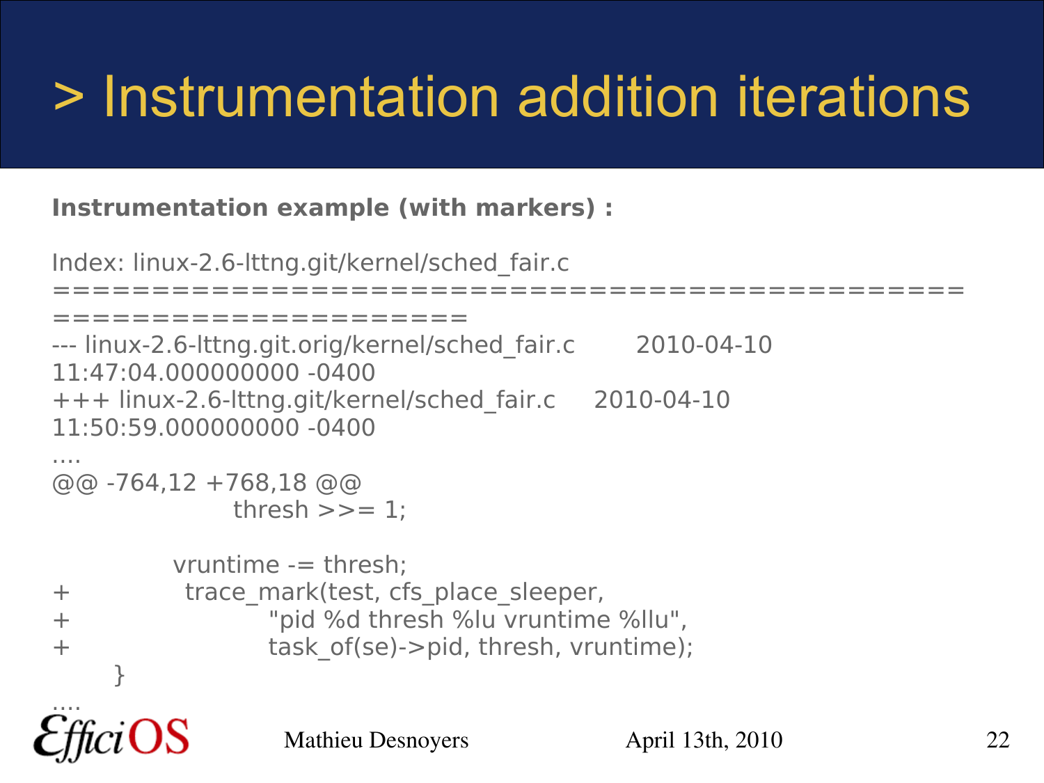# > Instrumentation addition iterations

**Instrumentation example (with markers) :**

```
Index: linux-2.6-lttng.git/kernel/sched_fair.c
===================================================================
--- linux-2.6-lttng.git.orig/kernel/sched_fair.c        2010-04-10
11:47:04.000000000 -0400
+++ linux-2.6-lttng.git/kernel/sched_fair.c     2010-04-10
11:50:59.000000000 -0400
....
@@ -764,12 +768,18 @@
                        thresh >>= 1;

                vruntime -= thresh;
+               trace_mark(test, cfs_place_sleeper,
+                       "pid %d thresh %lu vruntime %llu",
+                       task_of(se)->pid, thresh, vruntime);
        }
....
```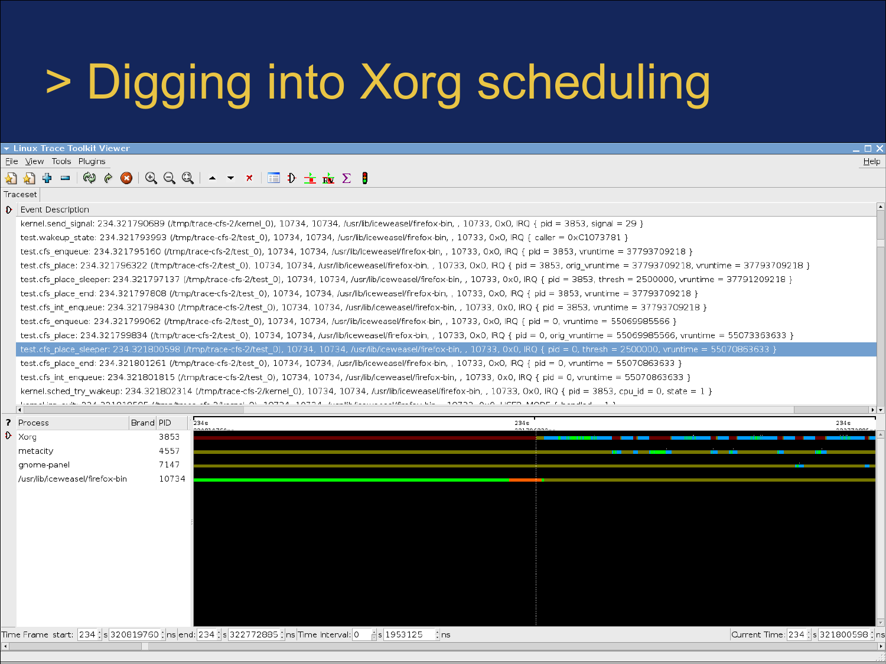# > Digging into Xorg scheduling

Linux Trace Toolkit Viewer

File View Tools Plugins Help

Traceset

Event Description

```
kernel.send_signal: 234.321790689 (/tmp/trace-cfs-2/kernel_0), 10734, 10734, /usr/lib/iceweasel/firefox-bin, , 10733, 0x0, IRQ { pid = 3853, signal = 29 }
test.wakeup_state: 234.321793993 (/tmp/trace-cfs-2/test_0), 10734, 10734, /usr/lib/iceweasel/firefox-bin, , 10733, 0x0, IRQ { caller = 0xC1073781 }
test.cfs_enqueue: 234.321795160 (/tmp/trace-cfs-2/test_0), 10734, 10734, /usr/lib/iceweasel/firefox-bin, , 10733, 0x0, IRQ { pid = 3853, vruntime = 37793709218 }
test.cfs_place: 234.321796322 (/tmp/trace-cfs-2/test_0), 10734, 10734, /usr/lib/iceweasel/firefox-bin, , 10733, 0x0, IRQ { pid = 3853, orig_vruntime = 37793709218, vruntime = 37793709218 }
test.cfs_place_sleeper: 234.321797137 (/tmp/trace-cfs-2/test_0), 10734, 10734, /usr/lib/iceweasel/firefox-bin, , 10733, 0x0, IRQ { pid = 3853, thresh = 2500000, vruntime = 37791209218 }
test.cfs_place_end: 234.321797808 (/tmp/trace-cfs-2/test_0), 10734, 10734, /usr/lib/iceweasel/firefox-bin, , 10733, 0x0, IRQ { pid = 3853, vruntime = 37793709218 }
test.cfs_int_enqueue: 234.321798430 (/tmp/trace-cfs-2/test_0), 10734, 10734, /usr/lib/iceweasel/firefox-bin, , 10733, 0x0, IRQ { pid = 3853, vruntime = 37793709218 }
test.cfs_enqueue: 234.321799062 (/tmp/trace-cfs-2/test_0), 10734, 10734, /usr/lib/iceweasel/firefox-bin, , 10733, 0x0, IRQ { pid = 0, vruntime = 55069985566 }
test.cfs_place: 234.321799834 (/tmp/trace-cfs-2/test_0), 10734, 10734, /usr/lib/iceweasel/firefox-bin, , 10733, 0x0, IRQ { pid = 0, orig_vruntime = 55069985566, vruntime = 55073363633 }
test.cfs_place_sleeper: 234.321800598 (/tmp/trace-cfs-2/test_0), 10734, 10734, /usr/lib/iceweasel/firefox-bin, , 10733, 0x0, IRQ { pid = 0, thresh = 2500000, vruntime = 55070863633 }
test.cfs_place_end: 234.321801261 (/tmp/trace-cfs-2/test_0), 10734, 10734, /usr/lib/iceweasel/firefox-bin, , 10733, 0x0, IRQ { pid = 0, vruntime = 55070863633 }
test.cfs_int_enqueue: 234.321801815 (/tmp/trace-cfs-2/test_0), 10734, 10734, /usr/lib/iceweasel/firefox-bin, , 10733, 0x0, IRQ { pid = 0, vruntime = 55070863633 }
kernel.sched_try_wakeup: 234.321802314 (/tmp/trace-cfs-2/kernel_0), 10734, 10734, /usr/lib/iceweasel/firefox-bin, , 10733, 0x0, IRQ { pid = 3853, cpu_id = 0, state = 1 }
```

| Process | Brand | PID |
|---|---|---|
| Xorg | | 3853 |
| metacity | | 4557 |
| gnome-panel | | 7147 |
| /usr/lib/iceweasel/firefox-bin | | 10734 |

Time Frame start: 234 s 320819760 ns end: 234 s 322772885 ns Time Interval: 0 s 1953125 ns Current Time: 234 s 321800598 ns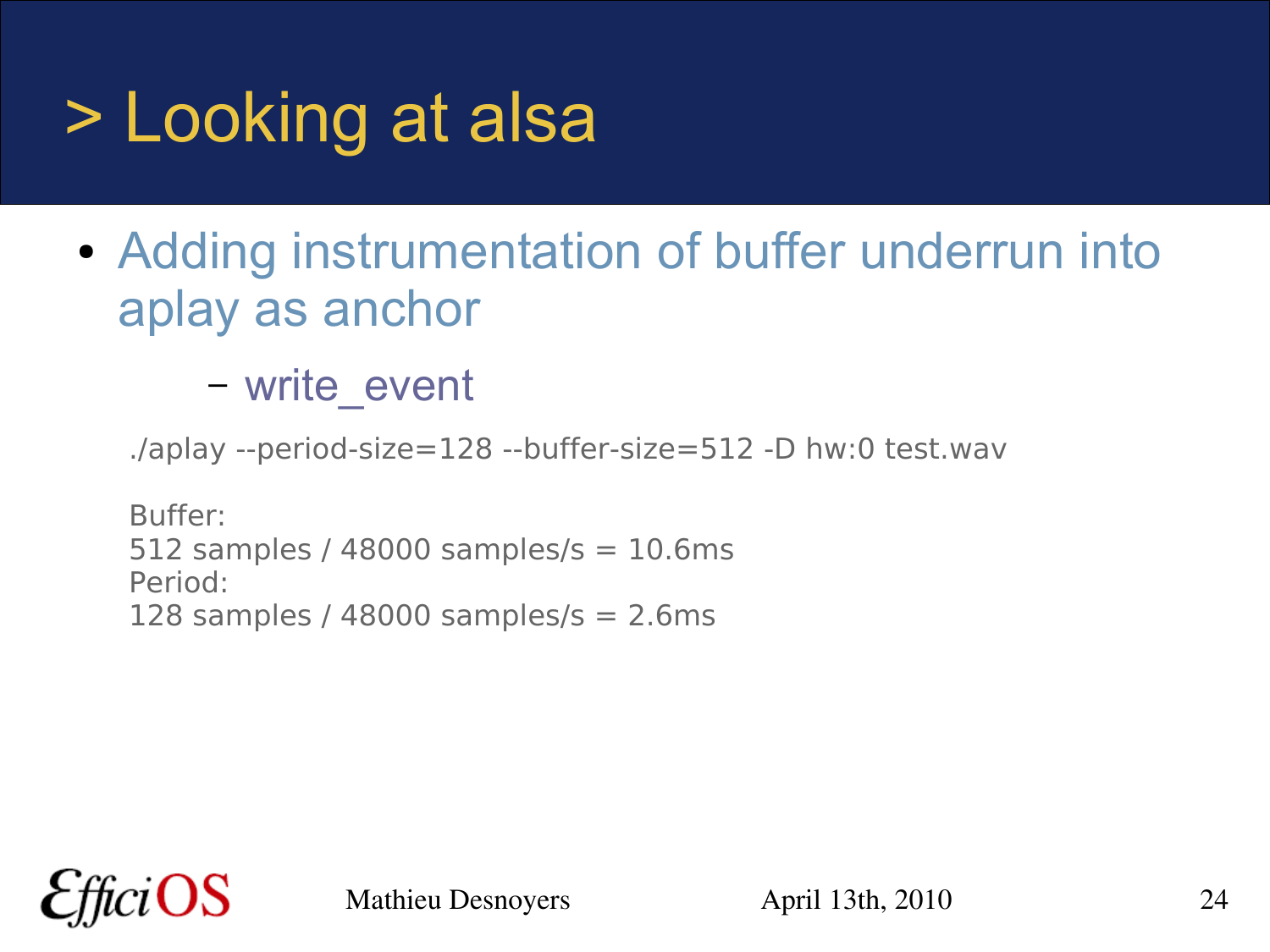# > Looking at alsa

- Adding instrumentation of buffer underrun into aplay as anchor
  - write_event

```
./aplay --period-size=128 --buffer-size=512 -D hw:0 test.wav
```

Buffer:
512 samples / 48000 samples/s = 10.6ms
Period:
128 samples / 48000 samples/s = 2.6ms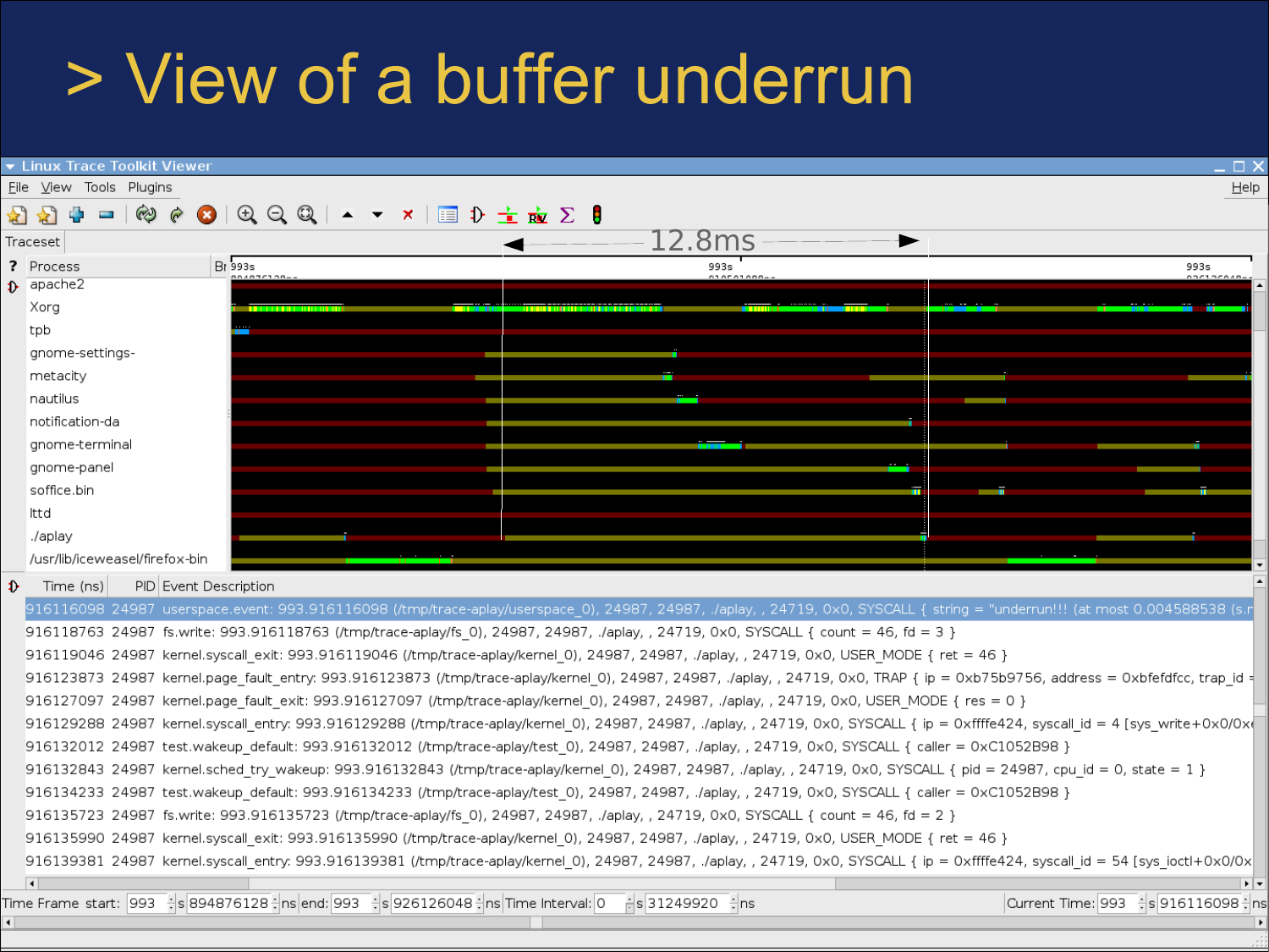# > View of a buffer underrun

Linux Trace Toolkit Viewer

File View Tools Plugins Help

Traceset

12.8ms

| Process |
|---|
| apache2 |
| Xorg |
| tpb |
| gnome-settings- |
| metacity |
| nautilus |
| notification-da |
| gnome-terminal |
| gnome-panel |
| soffice.bin |
| lttd |
| ./aplay |
| /usr/lib/iceweasel/firefox-bin |

| Time (ns) | PID | Event Description |
|---|---|---|
| 916116098 | 24987 | userspace.event: 993.916116098 (/tmp/trace-aplay/userspace_0), 24987, 24987, ./aplay, , 24719, 0x0, SYSCALL { string = "underrun!!! (at most 0.004588538 (s.r |
| 916118763 | 24987 | fs.write: 993.916118763 (/tmp/trace-aplay/fs_0), 24987, 24987, ./aplay, , 24719, 0x0, SYSCALL { count = 46, fd = 3 } |
| 916119046 | 24987 | kernel.syscall_exit: 993.916119046 (/tmp/trace-aplay/kernel_0), 24987, 24987, ./aplay, , 24719, 0x0, USER_MODE { ret = 46 } |
| 916123873 | 24987 | kernel.page_fault_entry: 993.916123873 (/tmp/trace-aplay/kernel_0), 24987, 24987, ./aplay, , 24719, 0x0, TRAP { ip = 0xb75b9756, address = 0xbfefdfcc, trap_id = |
| 916127097 | 24987 | kernel.page_fault_exit: 993.916127097 (/tmp/trace-aplay/kernel_0), 24987, 24987, ./aplay, , 24719, 0x0, USER_MODE { res = 0 } |
| 916129288 | 24987 | kernel.syscall_entry: 993.916129288 (/tmp/trace-aplay/kernel_0), 24987, 24987, ./aplay, , 24719, 0x0, SYSCALL { ip = 0xffffe424, syscall_id = 4 [sys_write+0x0/0x |
| 916132012 | 24987 | test.wakeup_default: 993.916132012 (/tmp/trace-aplay/test_0), 24987, 24987, ./aplay, , 24719, 0x0, SYSCALL { caller = 0xC1052B98 } |
| 916132843 | 24987 | kernel.sched_try_wakeup: 993.916132843 (/tmp/trace-aplay/kernel_0), 24987, 24987, ./aplay, , 24719, 0x0, SYSCALL { pid = 24987, cpu_id = 0, state = 1 } |
| 916134233 | 24987 | test.wakeup_default: 993.916134233 (/tmp/trace-aplay/test_0), 24987, 24987, ./aplay, , 24719, 0x0, SYSCALL { caller = 0xC1052B98 } |
| 916135723 | 24987 | fs.write: 993.916135723 (/tmp/trace-aplay/fs_0), 24987, 24987, ./aplay, , 24719, 0x0, SYSCALL { count = 46, fd = 2 } |
| 916135990 | 24987 | kernel.syscall_exit: 993.916135990 (/tmp/trace-aplay/kernel_0), 24987, 24987, ./aplay, , 24719, 0x0, USER_MODE { ret = 46 } |
| 916139381 | 24987 | kernel.syscall_entry: 993.916139381 (/tmp/trace-aplay/kernel_0), 24987, 24987, ./aplay, , 24719, 0x0, SYSCALL { ip = 0xffffe424, syscall_id = 54 [sys_ioctl+0x0/0x |

Time Frame start: 993 s 894876128 ns end: 993 s 926126048 ns Time Interval: 0 s 31249920 ns Current Time: 993 s 916116098 ns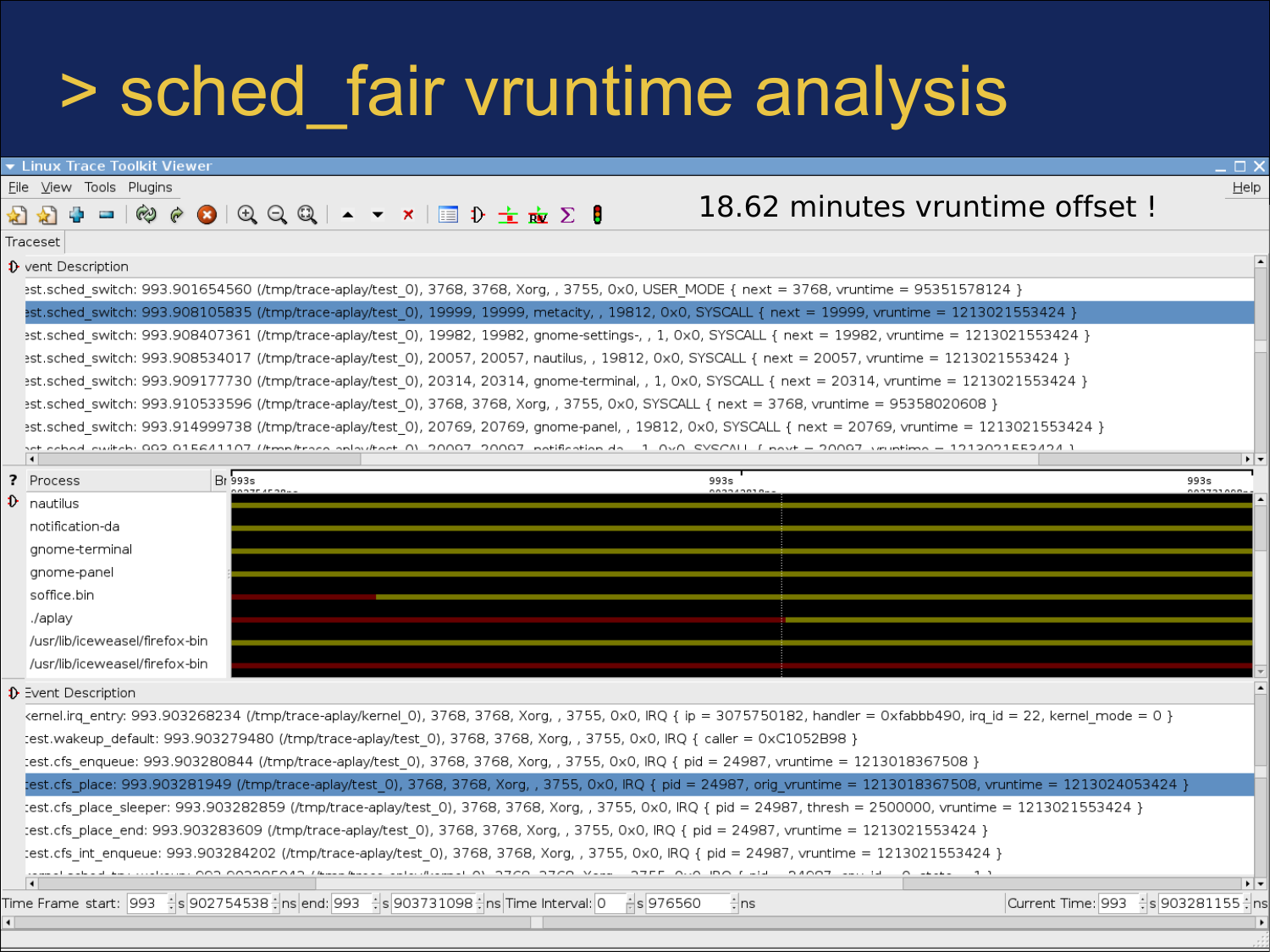# > sched_fair vruntime analysis

18.62 minutes vruntime offset !

Linux Trace Toolkit Viewer

File View Tools Plugins Help

Traceset

Event Description

```
est.sched_switch: 993.901654560 (/tmp/trace-aplay/test_0), 3768, 3768, Xorg, , 3755, 0x0, USER_MODE { next = 3768, vruntime = 95351578124 }
est.sched_switch: 993.908105835 (/tmp/trace-aplay/test_0), 19999, 19999, metacity, , 19812, 0x0, SYSCALL { next = 19999, vruntime = 1213021553424 }
est.sched_switch: 993.908407361 (/tmp/trace-aplay/test_0), 19982, 19982, gnome-settings-, , 1, 0x0, SYSCALL { next = 19982, vruntime = 1213021553424 }
est.sched_switch: 993.908534017 (/tmp/trace-aplay/test_0), 20057, 20057, nautilus, , 19812, 0x0, SYSCALL { next = 20057, vruntime = 1213021553424 }
est.sched_switch: 993.909177730 (/tmp/trace-aplay/test_0), 20314, 20314, gnome-terminal, , 1, 0x0, SYSCALL { next = 20314, vruntime = 1213021553424 }
est.sched_switch: 993.910533596 (/tmp/trace-aplay/test_0), 3768, 3768, Xorg, , 3755, 0x0, SYSCALL { next = 3768, vruntime = 95358020608 }
est.sched_switch: 993.914999738 (/tmp/trace-aplay/test_0), 20769, 20769, gnome-panel, , 19812, 0x0, SYSCALL { next = 20769, vruntime = 1213021553424 }
```

| Process |
|---|
| nautilus |
| notification-da |
| gnome-terminal |
| gnome-panel |
| soffice.bin |
| ./aplay |
| /usr/lib/iceweasel/firefox-bin |
| /usr/lib/iceweasel/firefox-bin |

Event Description

```
kernel.irq_entry: 993.903268234 (/tmp/trace-aplay/kernel_0), 3768, 3768, Xorg, , 3755, 0x0, IRQ { ip = 3075750182, handler = 0xfabbb490, irq_id = 22, kernel_mode = 0 }
test.wakeup_default: 993.903279480 (/tmp/trace-aplay/test_0), 3768, 3768, Xorg, , 3755, 0x0, IRQ { caller = 0xC1052B98 }
test.cfs_enqueue: 993.903280844 (/tmp/trace-aplay/test_0), 3768, 3768, Xorg, , 3755, 0x0, IRQ { pid = 24987, vruntime = 1213018367508 }
test.cfs_place: 993.903281949 (/tmp/trace-aplay/test_0), 3768, 3768, Xorg, , 3755, 0x0, IRQ { pid = 24987, orig_vruntime = 1213018367508, vruntime = 1213024053424 }
test.cfs_place_sleeper: 993.903282859 (/tmp/trace-aplay/test_0), 3768, 3768, Xorg, , 3755, 0x0, IRQ { pid = 24987, thresh = 2500000, vruntime = 1213021553424 }
test.cfs_place_end: 993.903283609 (/tmp/trace-aplay/test_0), 3768, 3768, Xorg, , 3755, 0x0, IRQ { pid = 24987, vruntime = 1213021553424 }
test.cfs_int_enqueue: 993.903284202 (/tmp/trace-aplay/test_0), 3768, 3768, Xorg, , 3755, 0x0, IRQ { pid = 24987, vruntime = 1213021553424 }
```

Time Frame start: 993 s 902754538 ns end: 993 s 903731098 ns Time Interval: 0 s 976560 ns Current Time: 993 s 903281155 ns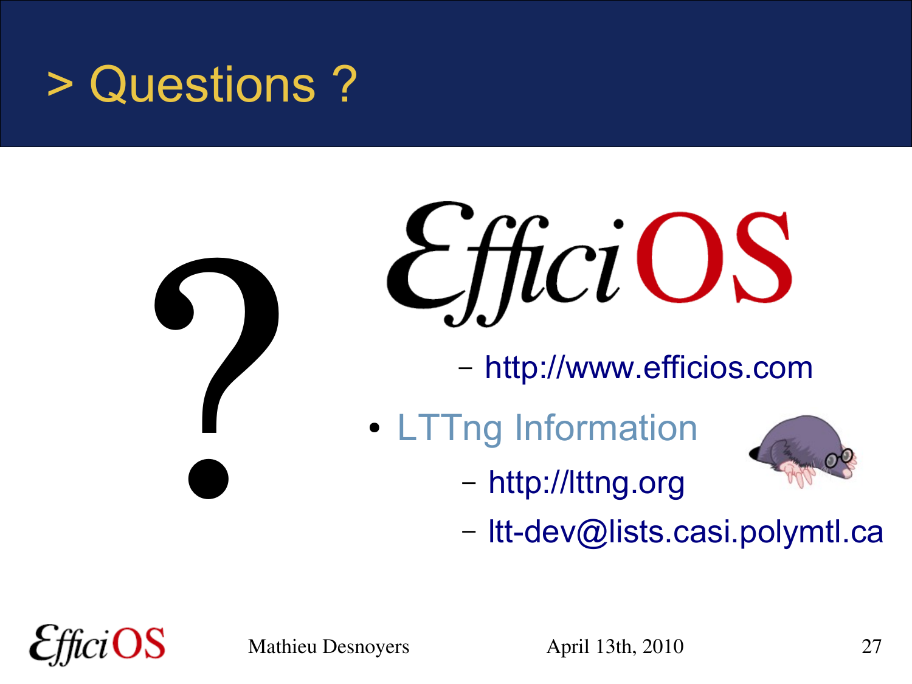# > Questions ?

?

EfficiOS

- http://www.efficios.com

- LTTng Information
  - http://lttng.org
  - ltt-dev@lists.casi.polymtl.ca